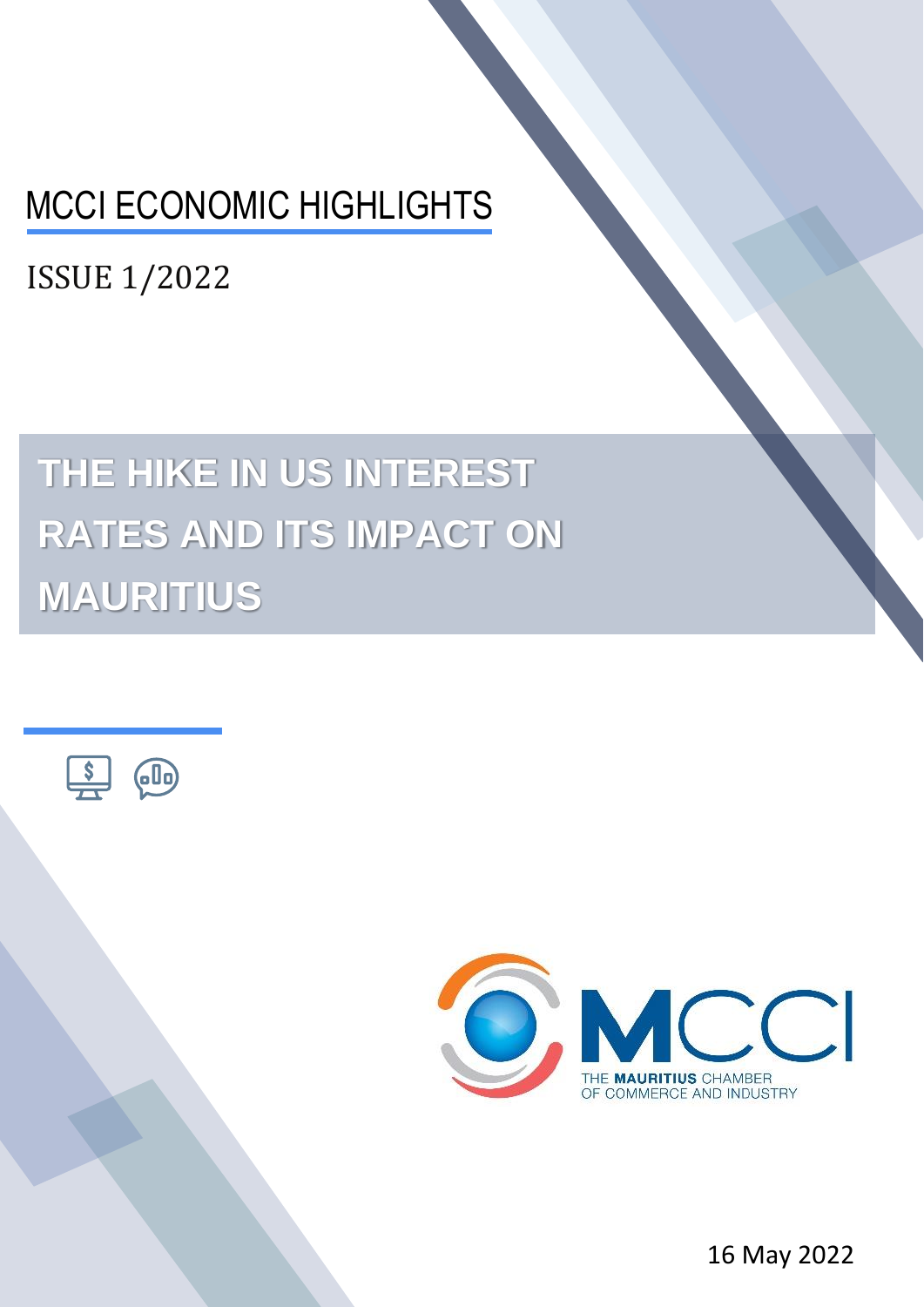MCCI ECONOMIC HIGHLIGHTS

ISSUE 1/2022

# THE HIKE IN US INTEREST RATES AND ITS IMPACT ON MAURITIUS

THE MAURITIUS CHAMBER OF COMMERCE AND INDUSTRY

16 May 2022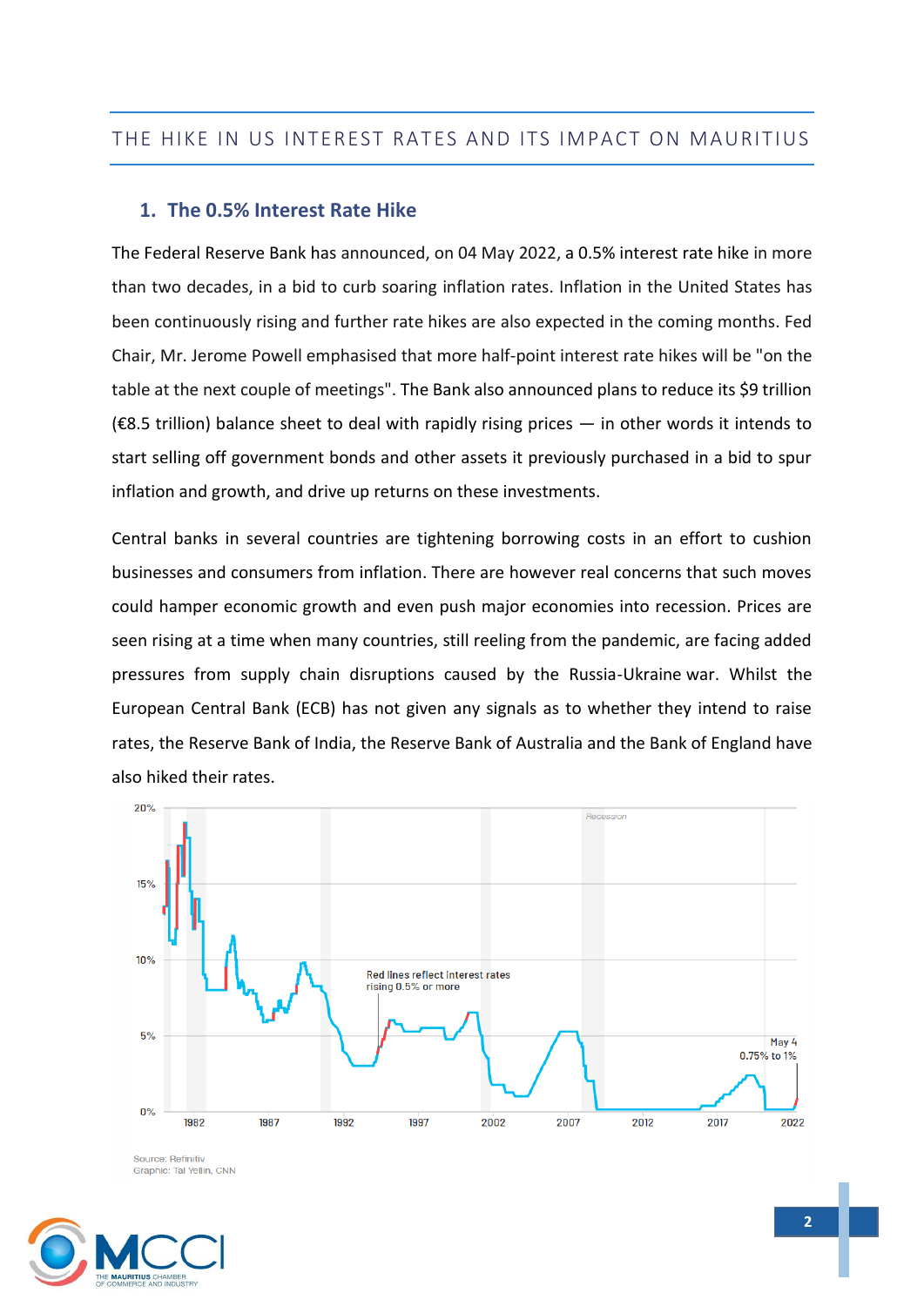## 1. The 0.5% Interest Rate Hike

The Federal Reserve Bank has announced, on 04 May 2022, a 0.5% interest rate hike in more than two decades, in a bid to curb soaring inflation rates. Inflation in the United States has been continuously rising and further rate hikes are also expected in the coming months. Fed Chair, Mr. Jerome Powell emphasised that more half-point interest rate hikes will be "on the table at the next couple of meetings". The Bank also announced plans to reduce its $9 trillion (€8.5 trillion) balance sheet to deal with rapidly rising prices — in other words it intends to start selling off government bonds and other assets it previously purchased in a bid to spur inflation and growth, and drive up returns on these investments.

Central banks in several countries are tightening borrowing costs in an effort to cushion businesses and consumers from inflation. There are however real concerns that such moves could hamper economic growth and even push major economies into recession. Prices are seen rising at a time when many countries, still reeling from the pandemic, are facing added pressures from supply chain disruptions caused by the Russia-Ukraine war. Whilst the European Central Bank (ECB) has not given any signals as to whether they intend to raise rates, the Reserve Bank of India, the Reserve Bank of Australia and the Bank of England have also hiked their rates.

20%
15%
10%
5%
0%
1982
1987
1992
1997
2002
2007
2012
2017
2022
Recession
Red lines reflect interest rates rising 0.5% or more
May 4
0.75% to 1%

Source: Refinitiv
Graphic: Tal Yellin, CNN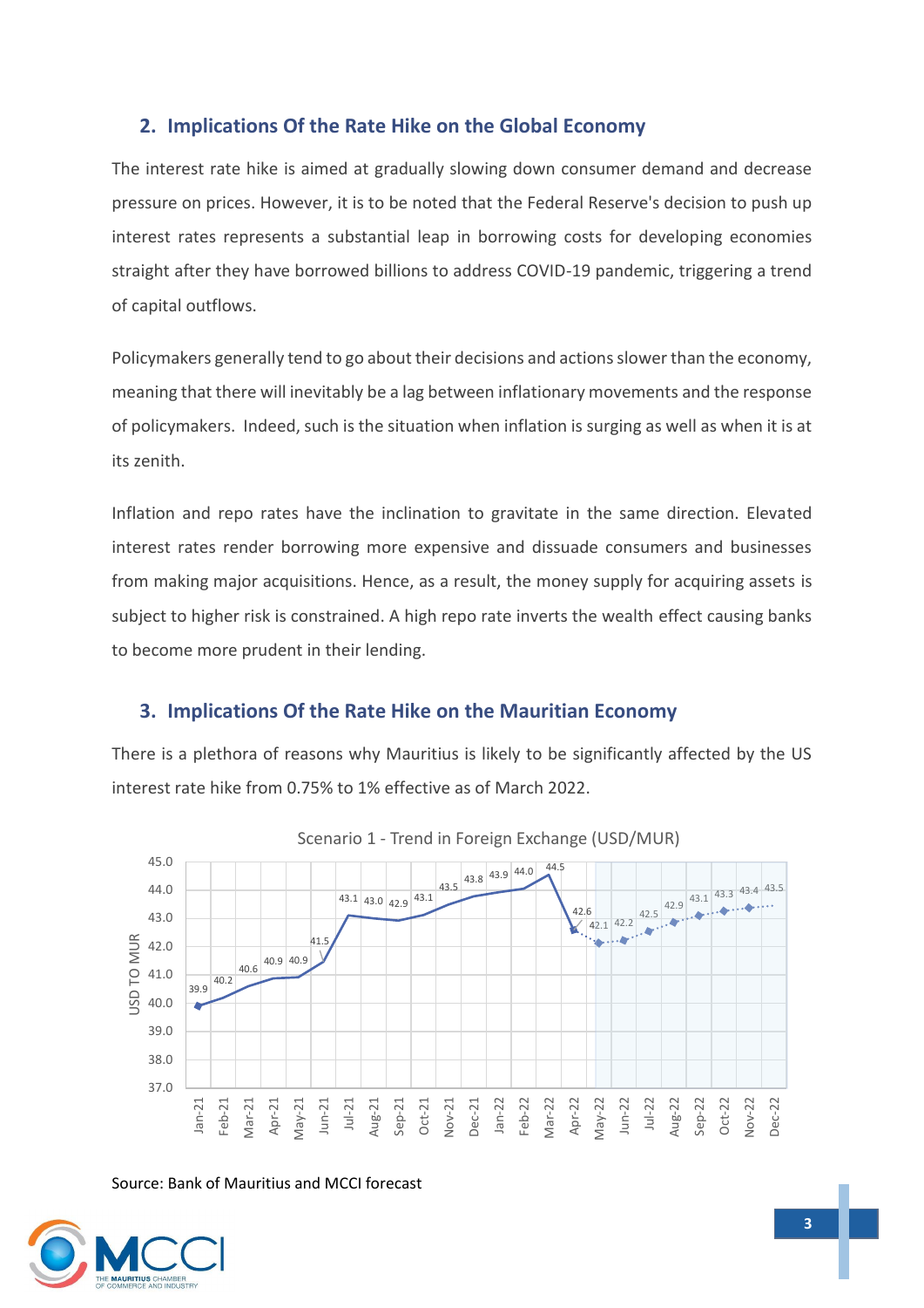## 2. Implications Of the Rate Hike on the Global Economy

The interest rate hike is aimed at gradually slowing down consumer demand and decrease pressure on prices. However, it is to be noted that the Federal Reserve's decision to push up interest rates represents a substantial leap in borrowing costs for developing economies straight after they have borrowed billions to address COVID-19 pandemic, triggering a trend of capital outflows.

Policymakers generally tend to go about their decisions and actions slower than the economy, meaning that there will inevitably be a lag between inflationary movements and the response of policymakers. Indeed, such is the situation when inflation is surging as well as when it is at its zenith.

Inflation and repo rates have the inclination to gravitate in the same direction. Elevated interest rates render borrowing more expensive and dissuade consumers and businesses from making major acquisitions. Hence, as a result, the money supply for acquiring assets is subject to higher risk is constrained. A high repo rate inverts the wealth effect causing banks to become more prudent in their lending.

## 3. Implications Of the Rate Hike on the Mauritian Economy

There is a plethora of reasons why Mauritius is likely to be significantly affected by the US interest rate hike from 0.75% to 1% effective as of March 2022.

Scenario 1 - Trend in Foreign Exchange (USD/MUR)

USD TO MUR

45.0, 44.0, 43.0, 42.0, 41.0, 40.0, 39.0, 38.0, 37.0

39.9, 40.2, 40.6, 40.9, 40.9, 41.5, 43.1, 43.0, 42.9, 43.1, 43.5, 43.8, 43.9, 44.0, 44.5, 42.6, 42.1, 42.2, 42.5, 42.9, 43.1, 43.3, 43.4, 43.5

Jan-21, Feb-21, Mar-21, Apr-21, May-21, Jun-21, Jul-21, Aug-21, Sep-21, Oct-21, Nov-21, Dec-21, Jan-22, Feb-22, Mar-22, Apr-22, May-22, Jun-22, Jul-22, Aug-22, Sep-22, Oct-22, Nov-22, Dec-22

Source: Bank of Mauritius and MCCI forecast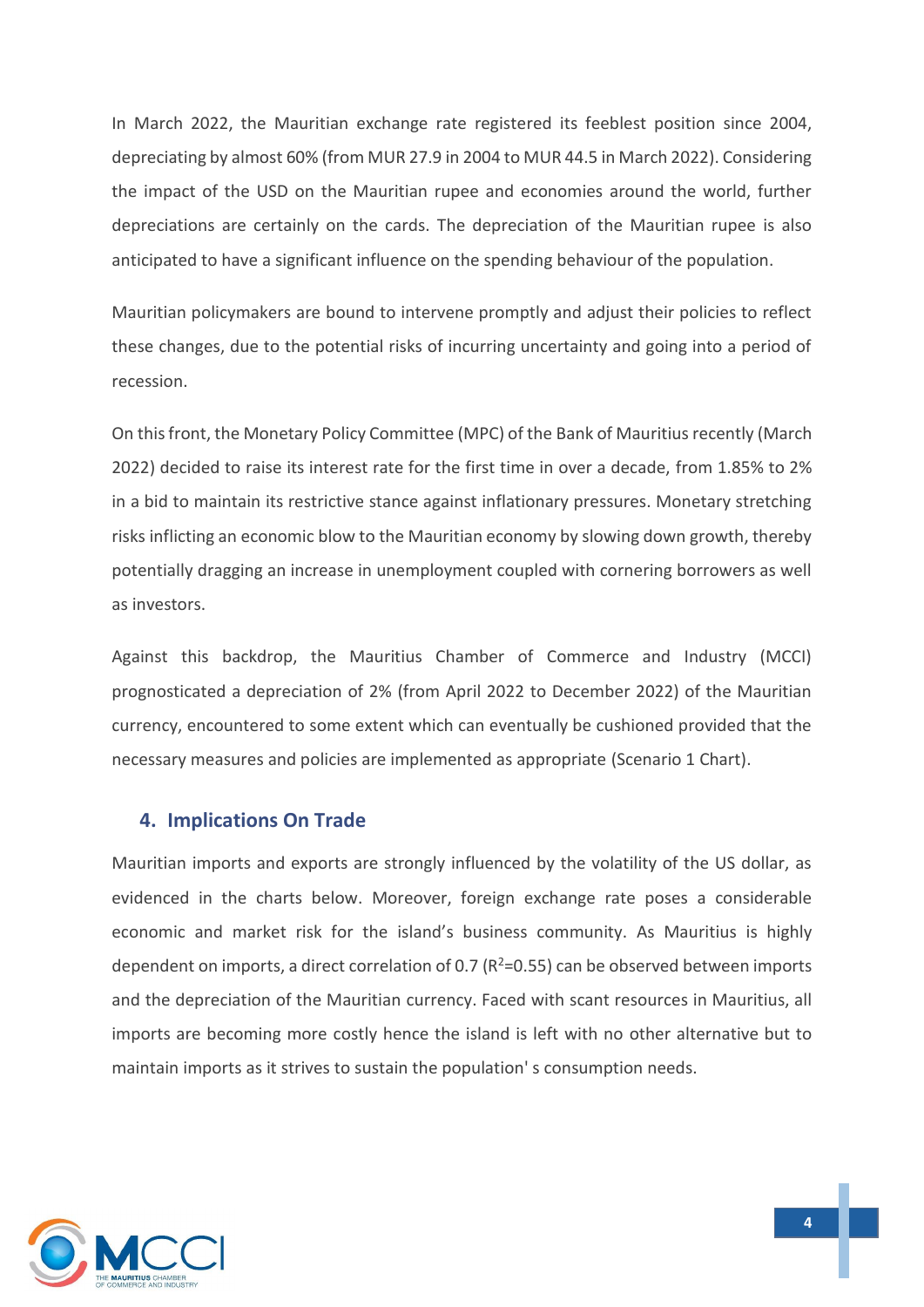In March 2022, the Mauritian exchange rate registered its feeblest position since 2004, depreciating by almost 60% (from MUR 27.9 in 2004 to MUR 44.5 in March 2022). Considering the impact of the USD on the Mauritian rupee and economies around the world, further depreciations are certainly on the cards. The depreciation of the Mauritian rupee is also anticipated to have a significant influence on the spending behaviour of the population.

Mauritian policymakers are bound to intervene promptly and adjust their policies to reflect these changes, due to the potential risks of incurring uncertainty and going into a period of recession.

On this front, the Monetary Policy Committee (MPC) of the Bank of Mauritius recently (March 2022) decided to raise its interest rate for the first time in over a decade, from 1.85% to 2% in a bid to maintain its restrictive stance against inflationary pressures. Monetary stretching risks inflicting an economic blow to the Mauritian economy by slowing down growth, thereby potentially dragging an increase in unemployment coupled with cornering borrowers as well as investors.

Against this backdrop, the Mauritius Chamber of Commerce and Industry (MCCI) prognosticated a depreciation of 2% (from April 2022 to December 2022) of the Mauritian currency, encountered to some extent which can eventually be cushioned provided that the necessary measures and policies are implemented as appropriate (Scenario 1 Chart).

## 4. Implications On Trade

Mauritian imports and exports are strongly influenced by the volatility of the US dollar, as evidenced in the charts below. Moreover, foreign exchange rate poses a considerable economic and market risk for the island's business community. As Mauritius is highly dependent on imports, a direct correlation of 0.7 ($R^2$=0.55) can be observed between imports and the depreciation of the Mauritian currency. Faced with scant resources in Mauritius, all imports are becoming more costly hence the island is left with no other alternative but to maintain imports as it strives to sustain the population' s consumption needs.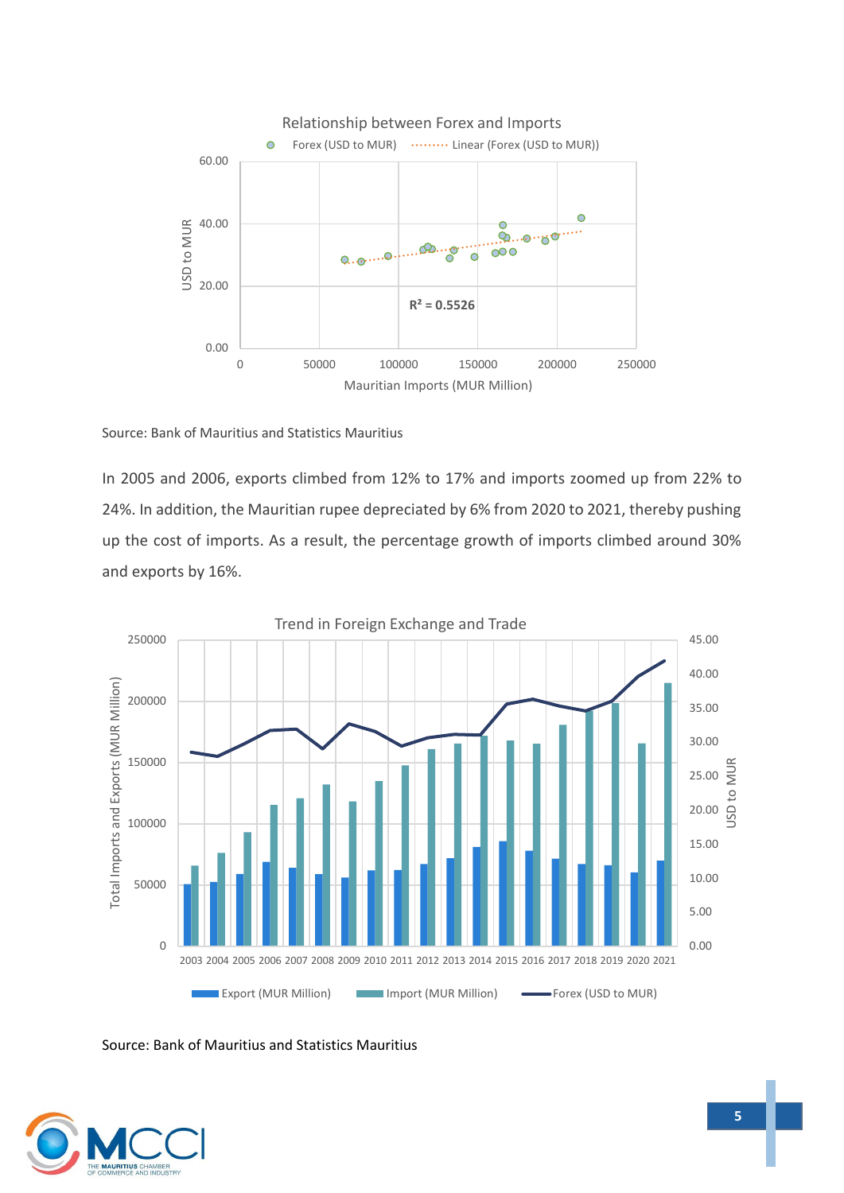Relationship between Forex and Imports

Forex (USD to MUR) Linear (Forex (USD to MUR))

60.00
40.00
20.00
0.00

USD to MUR

$R^2 = 0.5526$

0 50000 100000 150000 200000 250000

Mauritian Imports (MUR Million)

Source: Bank of Mauritius and Statistics Mauritius

In 2005 and 2006, exports climbed from 12% to 17% and imports zoomed up from 22% to 24%. In addition, the Mauritian rupee depreciated by 6% from 2020 to 2021, thereby pushing up the cost of imports. As a result, the percentage growth of imports climbed around 30% and exports by 16%.

Trend in Foreign Exchange and Trade

Total Imports and Exports (MUR Million)

250000
200000
150000
100000
50000
0

USD to MUR

45.00
40.00
35.00
30.00
25.00
20.00
15.00
10.00
5.00
0.00

2003 2004 2005 2006 2007 2008 2009 2010 2011 2012 2013 2014 2015 2016 2017 2018 2019 2020 2021

Export (MUR Million) Import (MUR Million) Forex (USD to MUR)

Source: Bank of Mauritius and Statistics Mauritius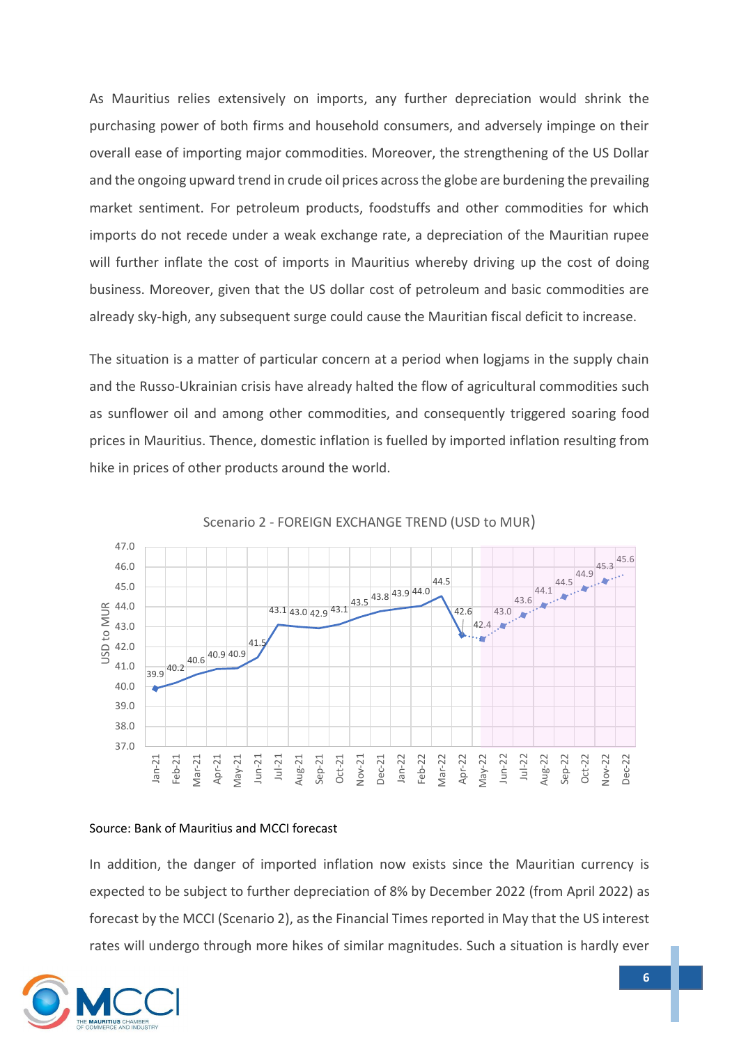As Mauritius relies extensively on imports, any further depreciation would shrink the purchasing power of both firms and household consumers, and adversely impinge on their overall ease of importing major commodities. Moreover, the strengthening of the US Dollar and the ongoing upward trend in crude oil prices across the globe are burdening the prevailing market sentiment. For petroleum products, foodstuffs and other commodities for which imports do not recede under a weak exchange rate, a depreciation of the Mauritian rupee will further inflate the cost of imports in Mauritius whereby driving up the cost of doing business. Moreover, given that the US dollar cost of petroleum and basic commodities are already sky-high, any subsequent surge could cause the Mauritian fiscal deficit to increase.

The situation is a matter of particular concern at a period when logjams in the supply chain and the Russo-Ukrainian crisis have already halted the flow of agricultural commodities such as sunflower oil and among other commodities, and consequently triggered soaring food prices in Mauritius. Thence, domestic inflation is fuelled by imported inflation resulting from hike in prices of other products around the world.

Scenario 2 - FOREIGN EXCHANGE TREND (USD to MUR)

USD to MUR

47.0
46.0
45.0
44.0
43.0
42.0
41.0
40.0
39.0
38.0
37.0

Jan-21, Feb-21, Mar-21, Apr-21, May-21, Jun-21, Jul-21, Aug-21, Sep-21, Oct-21, Nov-21, Dec-21, Jan-22, Feb-22, Mar-22, Apr-22, May-22, Jun-22, Jul-22, Aug-22, Sep-22, Oct-22, Nov-22, Dec-22

39.9, 40.2, 40.6, 40.9, 40.9, 41.5, 43.1, 43.0, 42.9, 43.1, 43.5, 43.8, 43.9, 44.0, 44.5, 42.6, 42.4, 43.0, 43.6, 44.1, 44.5, 44.9, 45.3, 45.6

Source: Bank of Mauritius and MCCI forecast

In addition, the danger of imported inflation now exists since the Mauritian currency is expected to be subject to further depreciation of 8% by December 2022 (from April 2022) as forecast by the MCCI (Scenario 2), as the Financial Times reported in May that the US interest rates will undergo through more hikes of similar magnitudes. Such a situation is hardly ever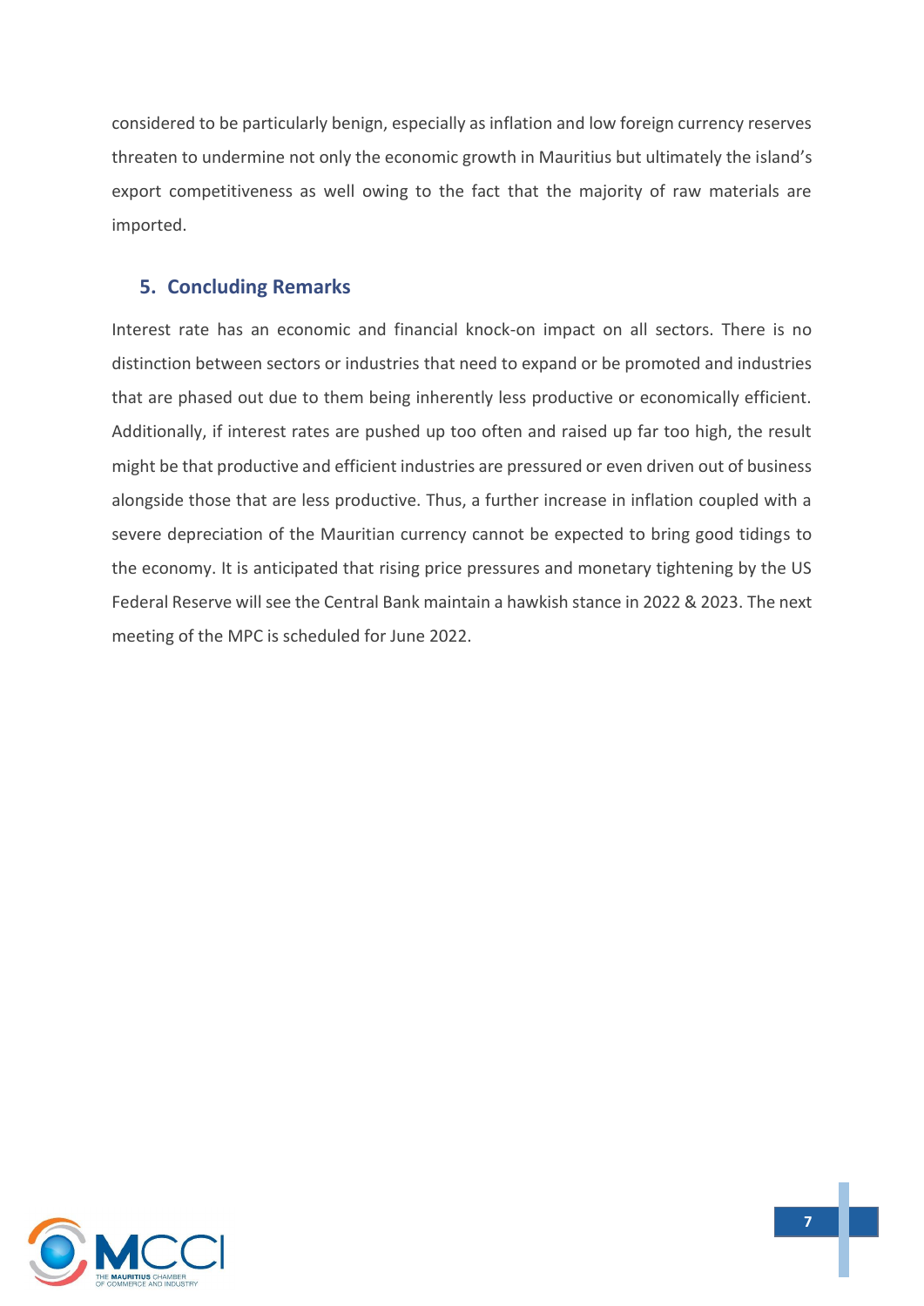considered to be particularly benign, especially as inflation and low foreign currency reserves threaten to undermine not only the economic growth in Mauritius but ultimately the island's export competitiveness as well owing to the fact that the majority of raw materials are imported.

## 5. Concluding Remarks

Interest rate has an economic and financial knock-on impact on all sectors. There is no distinction between sectors or industries that need to expand or be promoted and industries that are phased out due to them being inherently less productive or economically efficient. Additionally, if interest rates are pushed up too often and raised up far too high, the result might be that productive and efficient industries are pressured or even driven out of business alongside those that are less productive. Thus, a further increase in inflation coupled with a severe depreciation of the Mauritian currency cannot be expected to bring good tidings to the economy. It is anticipated that rising price pressures and monetary tightening by the US Federal Reserve will see the Central Bank maintain a hawkish stance in 2022 & 2023. The next meeting of the MPC is scheduled for June 2022.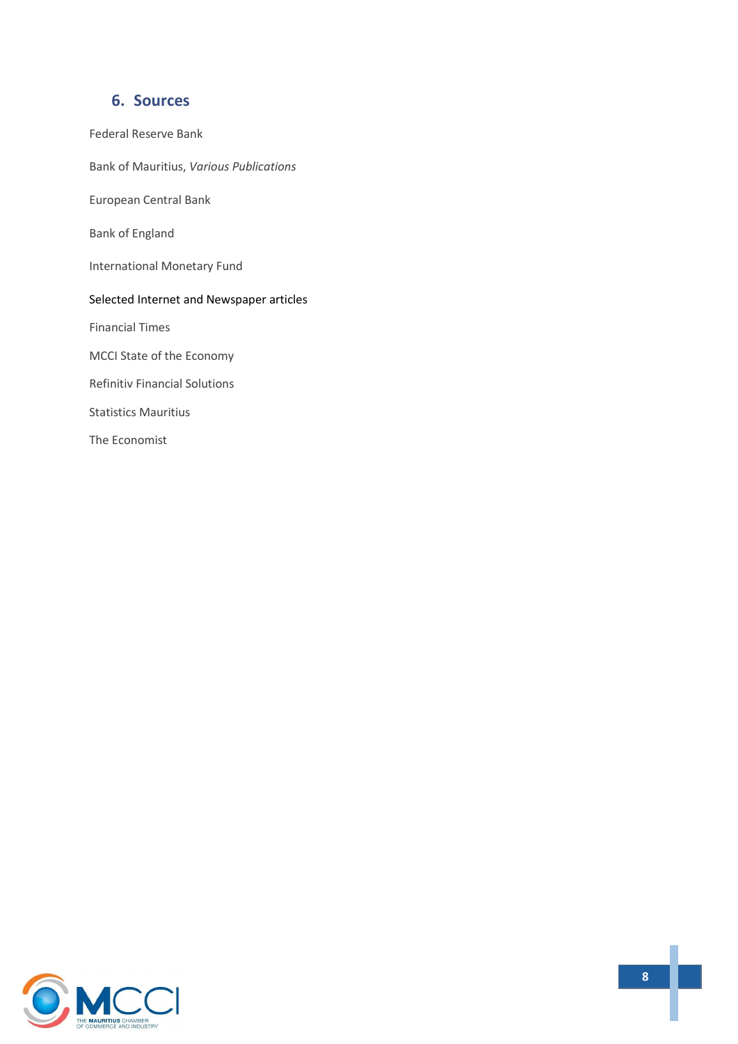## 6. Sources

Federal Reserve Bank

Bank of Mauritius, *Various Publications*

European Central Bank

Bank of England

International Monetary Fund

Selected Internet and Newspaper articles

Financial Times

MCCI State of the Economy

Refinitiv Financial Solutions

Statistics Mauritius

The Economist